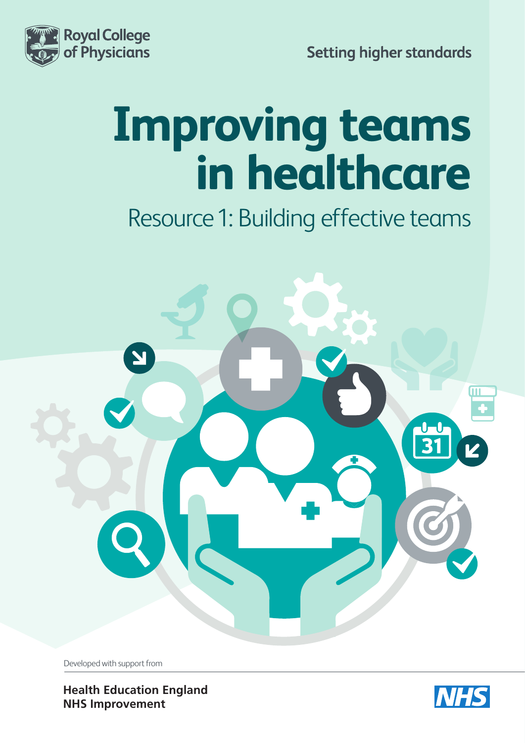Royal College of Physicians

Setting higher standards

# Improving teams in healthcare

## Resource 1: Building effective teams

Developed with support from

**Health Education England**
**NHS Improvement**

NHS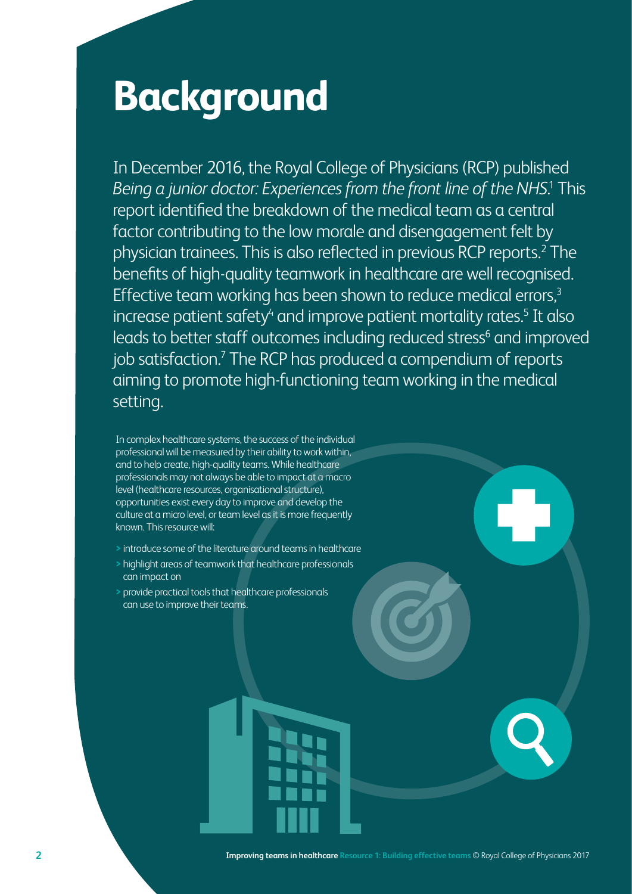# Background

In December 2016, the Royal College of Physicians (RCP) published *Being a junior doctor: Experiences from the front line of the NHS.*[1] This report identified the breakdown of the medical team as a central factor contributing to the low morale and disengagement felt by physician trainees. This is also reflected in previous RCP reports.[2] The benefits of high-quality teamwork in healthcare are well recognised. Effective team working has been shown to reduce medical errors,[3] increase patient safety[4] and improve patient mortality rates.[5] It also leads to better staff outcomes including reduced stress[6] and improved job satisfaction.[7] The RCP has produced a compendium of reports aiming to promote high-functioning team working in the medical setting.

In complex healthcare systems, the success of the individual professional will be measured by their ability to work within, and to help create, high-quality teams. While healthcare professionals may not always be able to impact at a macro level (healthcare resources, organisational structure), opportunities exist every day to improve and develop the culture at a micro level, or team level as it is more frequently known. This resource will:

- introduce some of the literature around teams in healthcare
- highlight areas of teamwork that healthcare professionals can impact on
- provide practical tools that healthcare professionals can use to improve their teams.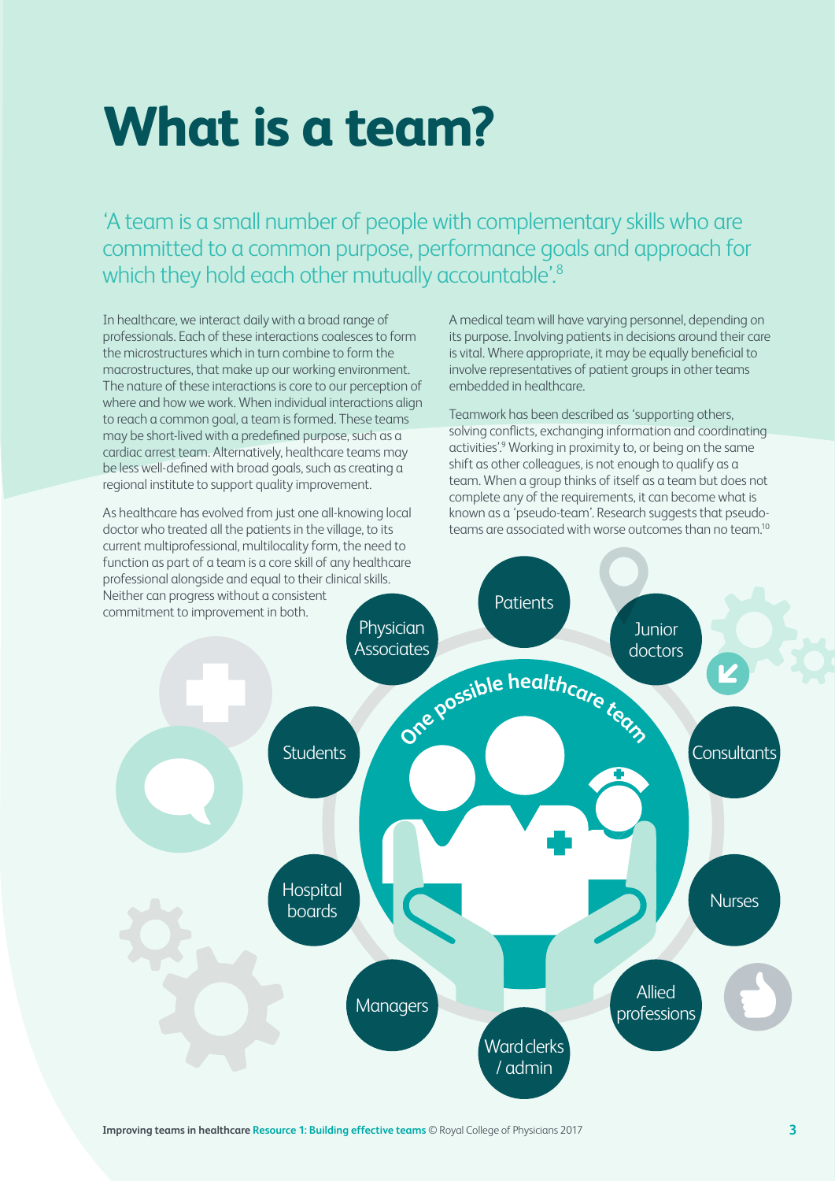# What is a team?

'A team is a small number of people with complementary skills who are committed to a common purpose, performance goals and approach for which they hold each other mutually accountable'.[8]

In healthcare, we interact daily with a broad range of professionals. Each of these interactions coalesces to form the microstructures which in turn combine to form the macrostructures, that make up our working environment. The nature of these interactions is core to our perception of where and how we work. When individual interactions align to reach a common goal, a team is formed. These teams may be short-lived with a predefined purpose, such as a cardiac arrest team. Alternatively, healthcare teams may be less well-defined with broad goals, such as creating a regional institute to support quality improvement.

As healthcare has evolved from just one all-knowing local doctor who treated all the patients in the village, to its current multiprofessional, multilocality form, the need to function as part of a team is a core skill of any healthcare professional alongside and equal to their clinical skills. Neither can progress without a consistent commitment to improvement in both.

A medical team will have varying personnel, depending on its purpose. Involving patients in decisions around their care is vital. Where appropriate, it may be equally beneficial to involve representatives of patient groups in other teams embedded in healthcare.

Teamwork has been described as 'supporting others, solving conflicts, exchanging information and coordinating activities'.[9] Working in proximity to, or being on the same shift as other colleagues, is not enough to qualify as a team. When a group thinks of itself as a team but does not complete any of the requirements, it can become what is known as a 'pseudo-team'. Research suggests that pseudo-teams are associated with worse outcomes than no team.[10]

One possible healthcare team

- Patients
- Junior doctors
- Consultants
- Nurses
- Allied professions
- Ward clerks / admin
- Managers
- Hospital boards
- Students
- Physician Associates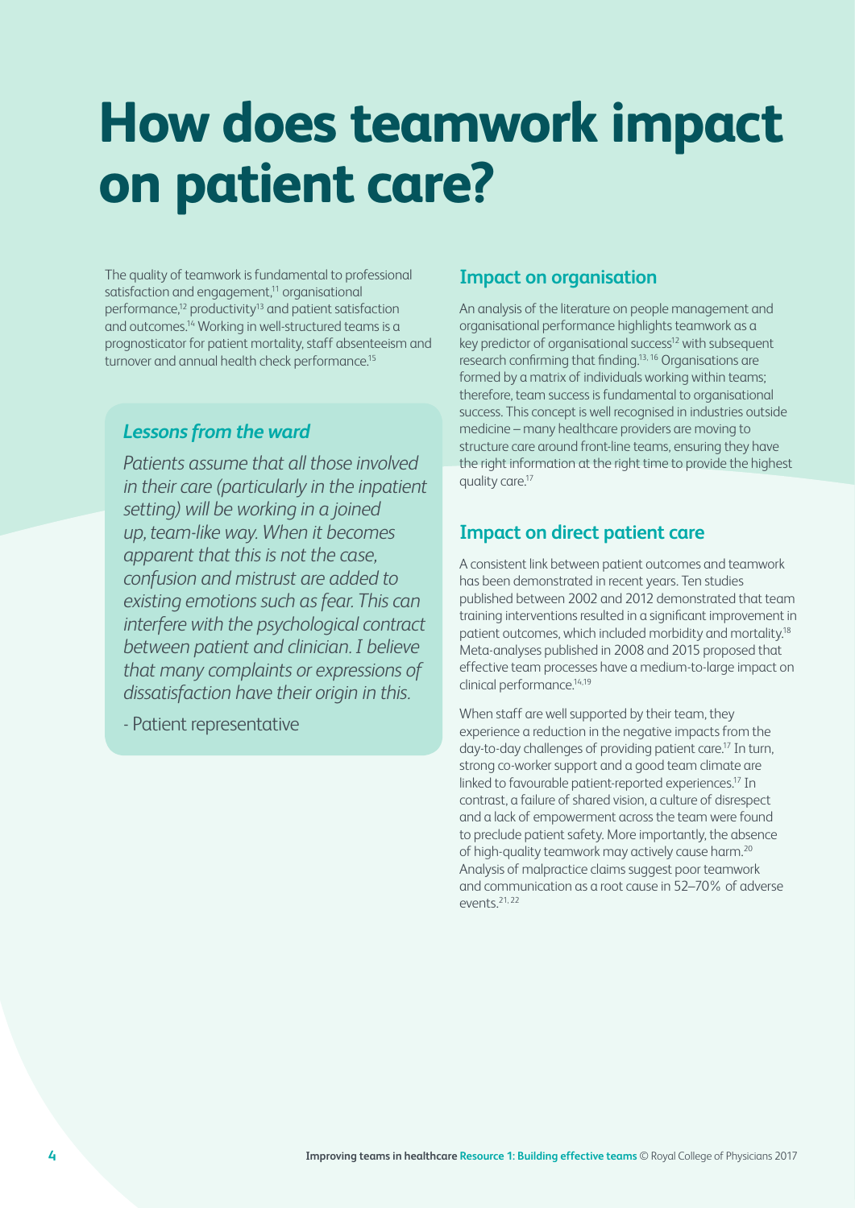# How does teamwork impact on patient care?

The quality of teamwork is fundamental to professional satisfaction and engagement,[11] organisational performance,[12] productivity[13] and patient satisfaction and outcomes.[14] Working in well-structured teams is a prognosticator for patient mortality, staff absenteeism and turnover and annual health check performance.[15]

### *Lessons from the ward*

*Patients assume that all those involved in their care (particularly in the inpatient setting) will be working in a joined up, team-like way. When it becomes apparent that this is not the case, confusion and mistrust are added to existing emotions such as fear. This can interfere with the psychological contract between patient and clinician. I believe that many complaints or expressions of dissatisfaction have their origin in this.*

- Patient representative

## Impact on organisation

An analysis of the literature on people management and organisational performance highlights teamwork as a key predictor of organisational success[12] with subsequent research confirming that finding.[13, 16] Organisations are formed by a matrix of individuals working within teams; therefore, team success is fundamental to organisational success. This concept is well recognised in industries outside medicine – many healthcare providers are moving to structure care around front-line teams, ensuring they have the right information at the right time to provide the highest quality care.[17]

## Impact on direct patient care

A consistent link between patient outcomes and teamwork has been demonstrated in recent years. Ten studies published between 2002 and 2012 demonstrated that team training interventions resulted in a significant improvement in patient outcomes, which included morbidity and mortality.[18] Meta-analyses published in 2008 and 2015 proposed that effective team processes have a medium-to-large impact on clinical performance.[14,19]

When staff are well supported by their team, they experience a reduction in the negative impacts from the day-to-day challenges of providing patient care.[17] In turn, strong co-worker support and a good team climate are linked to favourable patient-reported experiences.[17] In contrast, a failure of shared vision, a culture of disrespect and a lack of empowerment across the team were found to preclude patient safety. More importantly, the absence of high-quality teamwork may actively cause harm.[20] Analysis of malpractice claims suggest poor teamwork and communication as a root cause in 52–70% of adverse events.[21, 22]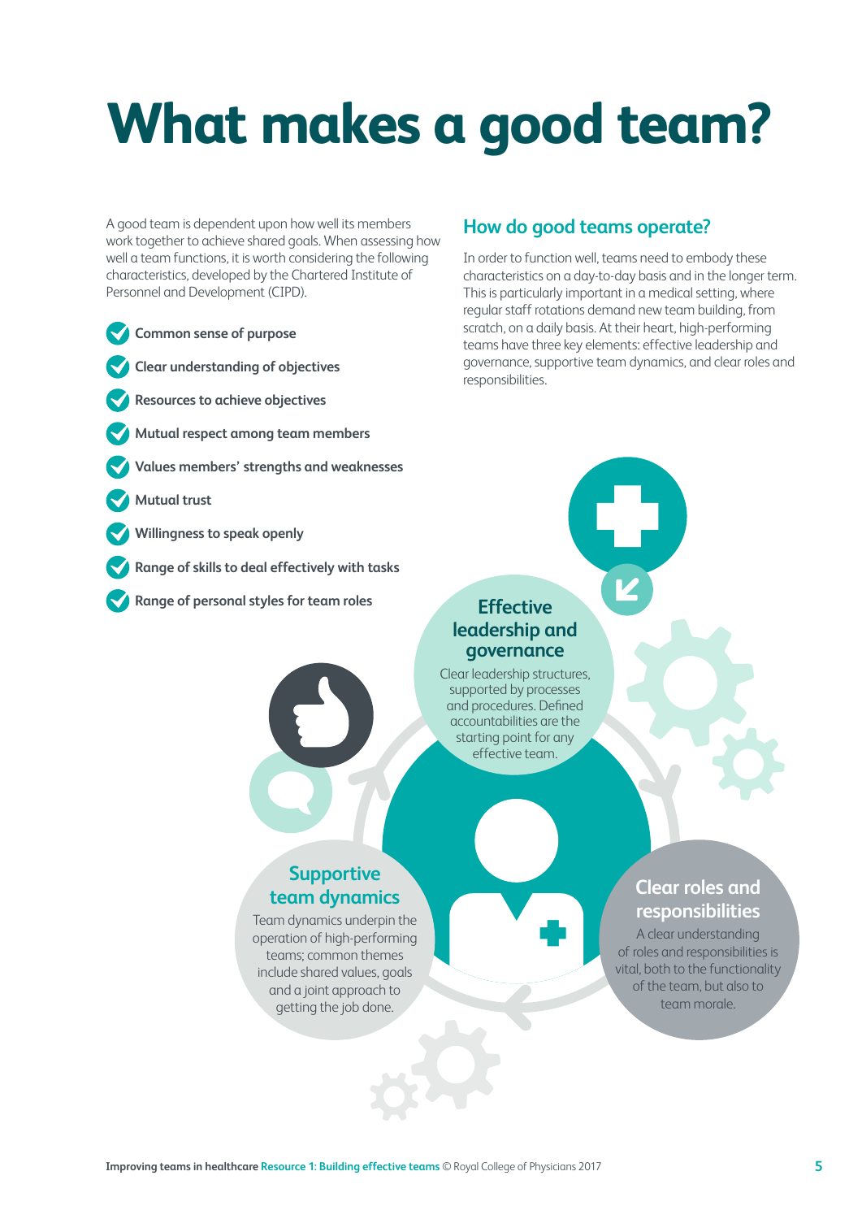# What makes a good team?

A good team is dependent upon how well its members work together to achieve shared goals. When assessing how well a team functions, it is worth considering the following characteristics, developed by the Chartered Institute of Personnel and Development (CIPD).

- **Common sense of purpose**
- **Clear understanding of objectives**
- **Resources to achieve objectives**
- **Mutual respect among team members**
- **Values members' strengths and weaknesses**
- **Mutual trust**
- **Willingness to speak openly**
- **Range of skills to deal effectively with tasks**
- **Range of personal styles for team roles**

## How do good teams operate?

In order to function well, teams need to embody these characteristics on a day-to-day basis and in the longer term. This is particularly important in a medical setting, where regular staff rotations demand new team building, from scratch, on a daily basis. At their heart, high-performing teams have three key elements: effective leadership and governance, supportive team dynamics, and clear roles and responsibilities.

### Effective leadership and governance

Clear leadership structures, supported by processes and procedures. Defined accountabilities are the starting point for any effective team.

### Supportive team dynamics

Team dynamics underpin the operation of high-performing teams; common themes include shared values, goals and a joint approach to getting the job done.

### Clear roles and responsibilities

A clear understanding of roles and responsibilities is vital, both to the functionality of the team, but also to team morale.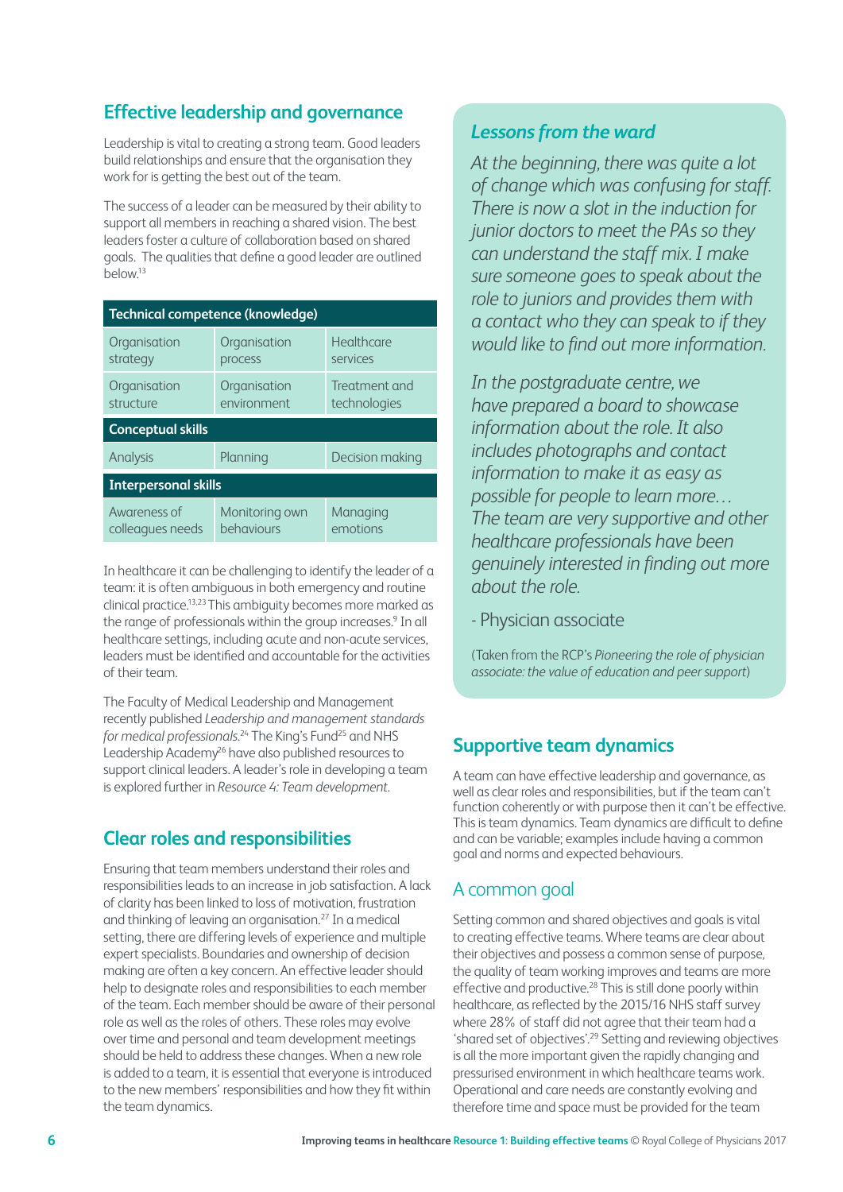## Effective leadership and governance

Leadership is vital to creating a strong team. Good leaders build relationships and ensure that the organisation they work for is getting the best out of the team.

The success of a leader can be measured by their ability to support all members in reaching a shared vision. The best leaders foster a culture of collaboration based on shared goals. The qualities that define a good leader are outlined below.[13]

| Technical competence (knowledge) | | |
|---|---|---|
| Organisation strategy | Organisation process | Healthcare services |
| Organisation structure | Organisation environment | Treatment and technologies |
| **Conceptual skills** | | |
| Analysis | Planning | Decision making |
| **Interpersonal skills** | | |
| Awareness of colleagues needs | Monitoring own behaviours | Managing emotions |

In healthcare it can be challenging to identify the leader of a team: it is often ambiguous in both emergency and routine clinical practice.[13,23] This ambiguity becomes more marked as the range of professionals within the group increases.[9] In all healthcare settings, including acute and non-acute services, leaders must be identified and accountable for the activities of their team.

The Faculty of Medical Leadership and Management recently published *Leadership and management standards for medical professionals*.[24] The King's Fund[25] and NHS Leadership Academy[26] have also published resources to support clinical leaders. A leader's role in developing a team is explored further in *Resource 4: Team development*.

## Clear roles and responsibilities

Ensuring that team members understand their roles and responsibilities leads to an increase in job satisfaction. A lack of clarity has been linked to loss of motivation, frustration and thinking of leaving an organisation.[27] In a medical setting, there are differing levels of experience and multiple expert specialists. Boundaries and ownership of decision making are often a key concern. An effective leader should help to designate roles and responsibilities to each member of the team. Each member should be aware of their personal role as well as the roles of others. These roles may evolve over time and personal and team development meetings should be held to address these changes. When a new role is added to a team, it is essential that everyone is introduced to the new members' responsibilities and how they fit within the team dynamics.

### *Lessons from the ward*

*At the beginning, there was quite a lot of change which was confusing for staff. There is now a slot in the induction for junior doctors to meet the PAs so they can understand the staff mix. I make sure someone goes to speak about the role to juniors and provides them with a contact who they can speak to if they would like to find out more information.*

*In the postgraduate centre, we have prepared a board to showcase information about the role. It also includes photographs and contact information to make it as easy as possible for people to learn more… The team are very supportive and other healthcare professionals have been genuinely interested in finding out more about the role.*

- Physician associate

(Taken from the RCP's *Pioneering the role of physician associate: the value of education and peer support*)

## Supportive team dynamics

A team can have effective leadership and governance, as well as clear roles and responsibilities, but if the team can't function coherently or with purpose then it can't be effective. This is team dynamics. Team dynamics are difficult to define and can be variable; examples include having a common goal and norms and expected behaviours.

### A common goal

Setting common and shared objectives and goals is vital to creating effective teams. Where teams are clear about their objectives and possess a common sense of purpose, the quality of team working improves and teams are more effective and productive.[28] This is still done poorly within healthcare, as reflected by the 2015/16 NHS staff survey where 28% of staff did not agree that their team had a 'shared set of objectives'.[29] Setting and reviewing objectives is all the more important given the rapidly changing and pressurised environment in which healthcare teams work. Operational and care needs are constantly evolving and therefore time and space must be provided for the team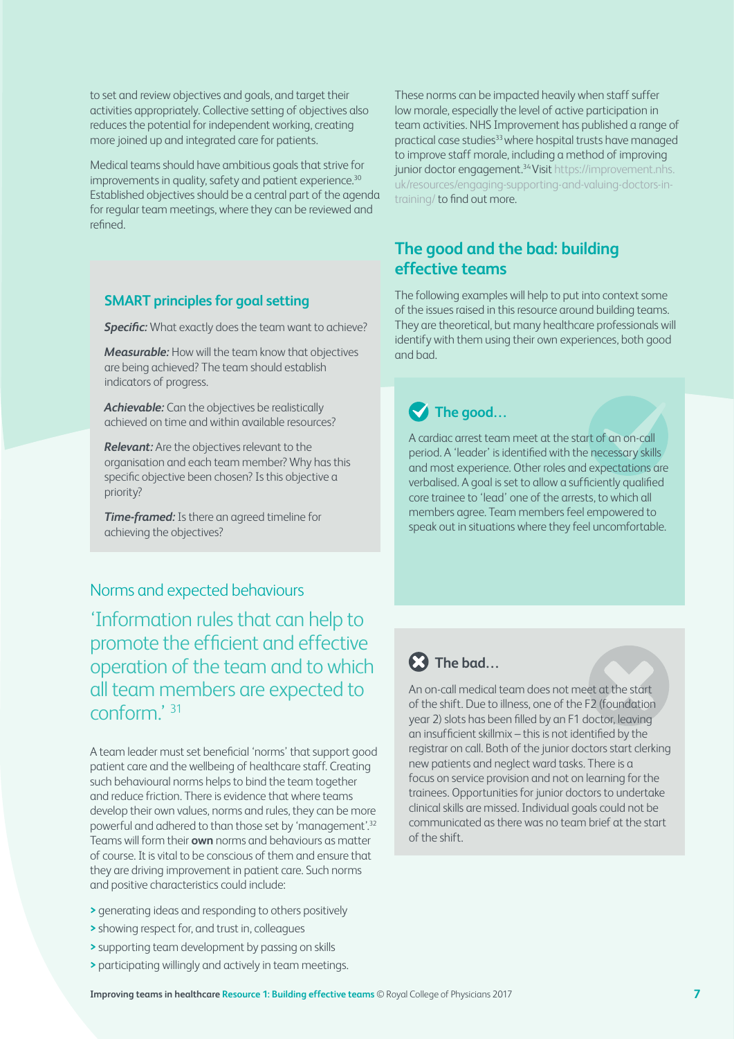to set and review objectives and goals, and target their activities appropriately. Collective setting of objectives also reduces the potential for independent working, creating more joined up and integrated care for patients.

Medical teams should have ambitious goals that strive for improvements in quality, safety and patient experience.[30] Established objectives should be a central part of the agenda for regular team meetings, where they can be reviewed and refined.

### SMART principles for goal setting

***Specific:*** What exactly does the team want to achieve?

***Measurable:*** How will the team know that objectives are being achieved? The team should establish indicators of progress.

***Achievable:*** Can the objectives be realistically achieved on time and within available resources?

***Relevant:*** Are the objectives relevant to the organisation and each team member? Why has this specific objective been chosen? Is this objective a priority?

***Time-framed:*** Is there an agreed timeline for achieving the objectives?

## Norms and expected behaviours

'Information rules that can help to promote the efficient and effective operation of the team and to which all team members are expected to conform.' [31]

A team leader must set beneficial 'norms' that support good patient care and the wellbeing of healthcare staff. Creating such behavioural norms helps to bind the team together and reduce friction. There is evidence that where teams develop their own values, norms and rules, they can be more powerful and adhered to than those set by 'management'.[32] Teams will form their **own** norms and behaviours as matter of course. It is vital to be conscious of them and ensure that they are driving improvement in patient care. Such norms and positive characteristics could include:

- generating ideas and responding to others positively
- showing respect for, and trust in, colleagues
- supporting team development by passing on skills
- participating willingly and actively in team meetings.

These norms can be impacted heavily when staff suffer low morale, especially the level of active participation in team activities. NHS Improvement has published a range of practical case studies[33] where hospital trusts have managed to improve staff morale, including a method of improving junior doctor engagement.[34] Visit https://improvement.nhs.uk/resources/engaging-supporting-and-valuing-doctors-in-training/ to find out more.

## The good and the bad: building effective teams

The following examples will help to put into context some of the issues raised in this resource around building teams. They are theoretical, but many healthcare professionals will identify with them using their own experiences, both good and bad.

### The good…

A cardiac arrest team meet at the start of an on-call period. A 'leader' is identified with the necessary skills and most experience. Other roles and expectations are verbalised. A goal is set to allow a sufficiently qualified core trainee to 'lead' one of the arrests, to which all members agree. Team members feel empowered to speak out in situations where they feel uncomfortable.

### The bad…

An on-call medical team does not meet at the start of the shift. Due to illness, one of the F2 (foundation year 2) slots has been filled by an F1 doctor, leaving an insufficient skillmix – this is not identified by the registrar on call. Both of the junior doctors start clerking new patients and neglect ward tasks. There is a focus on service provision and not on learning for the trainees. Opportunities for junior doctors to undertake clinical skills are missed. Individual goals could not be communicated as there was no team brief at the start of the shift.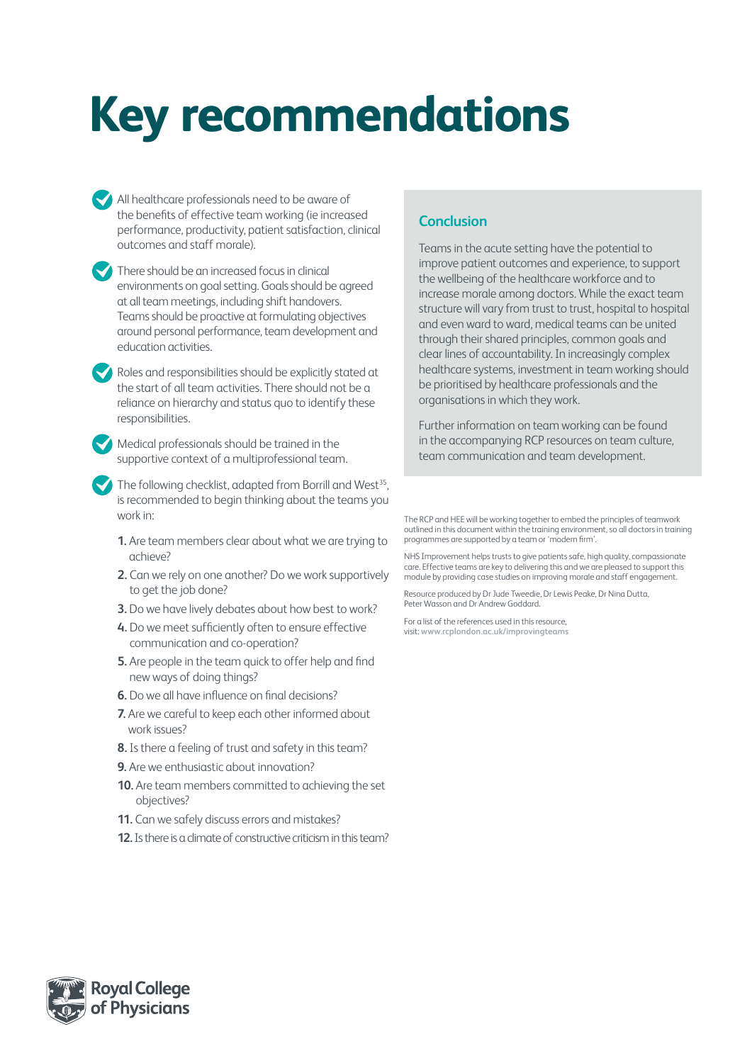# Key recommendations

- All healthcare professionals need to be aware of the benefits of effective team working (ie increased performance, productivity, patient satisfaction, clinical outcomes and staff morale).
- There should be an increased focus in clinical environments on goal setting. Goals should be agreed at all team meetings, including shift handovers. Teams should be proactive at formulating objectives around personal performance, team development and education activities.
- Roles and responsibilities should be explicitly stated at the start of all team activities. There should not be a reliance on hierarchy and status quo to identify these responsibilities.
- Medical professionals should be trained in the supportive context of a multiprofessional team.
- The following checklist, adapted from Borrill and West[35], is recommended to begin thinking about the teams you work in:

1. Are team members clear about what we are trying to achieve?
2. Can we rely on one another? Do we work supportively to get the job done?
3. Do we have lively debates about how best to work?
4. Do we meet sufficiently often to ensure effective communication and co-operation?
5. Are people in the team quick to offer help and find new ways of doing things?
6. Do we all have influence on final decisions?
7. Are we careful to keep each other informed about work issues?
8. Is there a feeling of trust and safety in this team?
9. Are we enthusiastic about innovation?
10. Are team members committed to achieving the set objectives?
11. Can we safely discuss errors and mistakes?
12. Is there is a climate of constructive criticism in this team?

## Conclusion

Teams in the acute setting have the potential to improve patient outcomes and experience, to support the wellbeing of the healthcare workforce and to increase morale among doctors. While the exact team structure will vary from trust to trust, hospital to hospital and even ward to ward, medical teams can be united through their shared principles, common goals and clear lines of accountability. In increasingly complex healthcare systems, investment in team working should be prioritised by healthcare professionals and the organisations in which they work.

Further information on team working can be found in the accompanying RCP resources on team culture, team communication and team development.

The RCP and HEE will be working together to embed the principles of teamwork outlined in this document within the training environment, so all doctors in training programmes are supported by a team or 'modern firm'.

NHS Improvement helps trusts to give patients safe, high quality, compassionate care. Effective teams are key to delivering this and we are pleased to support this module by providing case studies on improving morale and staff engagement.

Resource produced by Dr Jude Tweedie, Dr Lewis Peake, Dr Nina Dutta, Peter Wasson and Dr Andrew Goddard.

For a list of the references used in this resource, visit: **www.rcplondon.ac.uk/improvingteams**

Royal College of Physicians